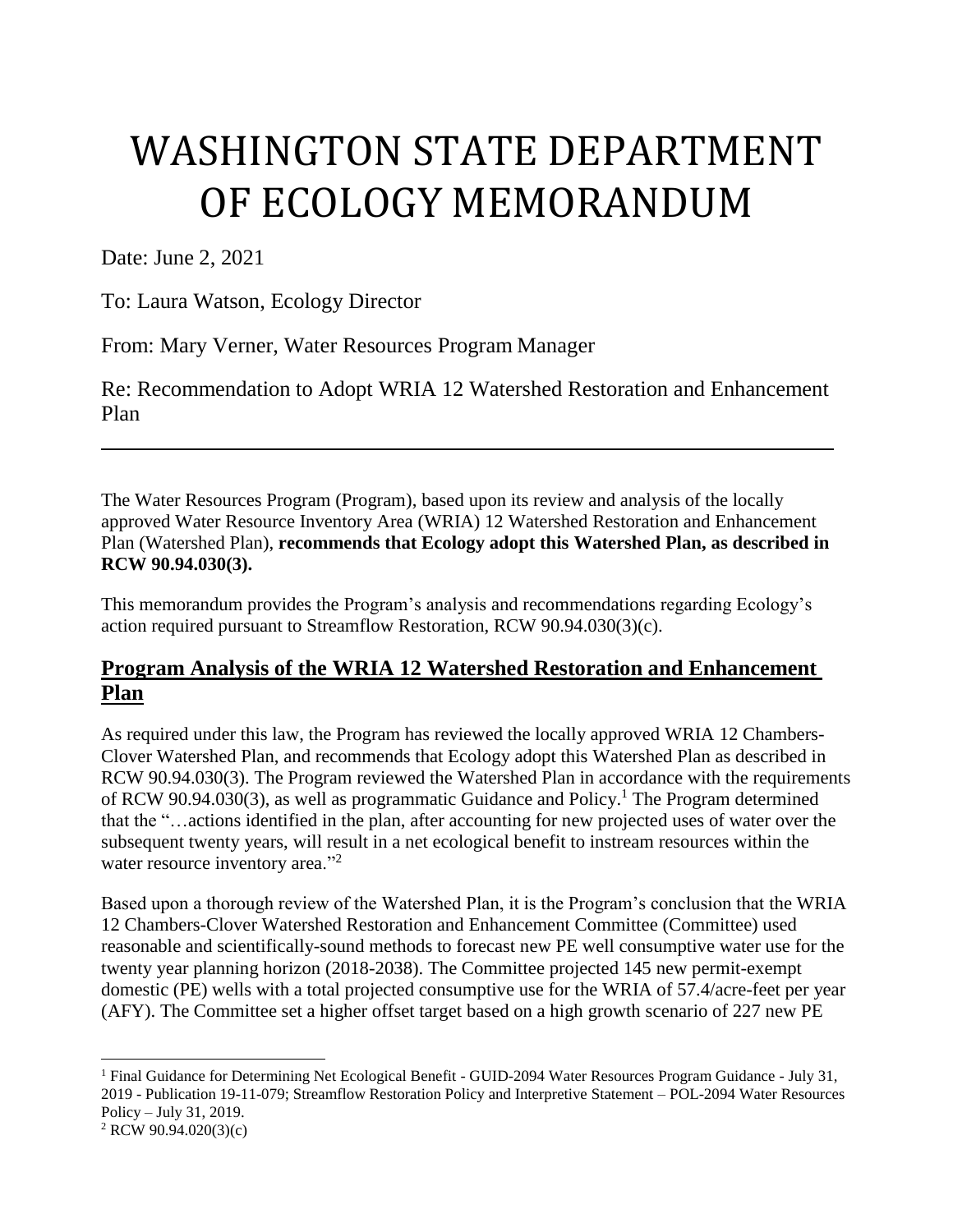# WASHINGTON STATE DEPARTMENT OF ECOLOGY MEMORANDUM

Date: June 2, 2021

To: Laura Watson, Ecology Director

From: Mary Verner, Water Resources Program Manager

Re: Recommendation to Adopt WRIA 12 Watershed Restoration and Enhancement Plan

---

The Water Resources Program (Program), based upon its review and analysis of the locally approved Water Resource Inventory Area (WRIA) 12 Watershed Restoration and Enhancement Plan (Watershed Plan), **recommends that Ecology adopt this Watershed Plan, as described in RCW 90.94.030(3).**

This memorandum provides the Program's analysis and recommendations regarding Ecology's action required pursuant to Streamflow Restoration, RCW 90.94.030(3)(c).

## Program Analysis of the WRIA 12 Watershed Restoration and Enhancement Plan

As required under this law, the Program has reviewed the locally approved WRIA 12 Chambers-Clover Watershed Plan, and recommends that Ecology adopt this Watershed Plan as described in RCW 90.94.030(3). The Program reviewed the Watershed Plan in accordance with the requirements of RCW 90.94.030(3), as well as programmatic Guidance and Policy.[1] The Program determined that the "…actions identified in the plan, after accounting for new projected uses of water over the subsequent twenty years, will result in a net ecological benefit to instream resources within the water resource inventory area."[2]

Based upon a thorough review of the Watershed Plan, it is the Program's conclusion that the WRIA 12 Chambers-Clover Watershed Restoration and Enhancement Committee (Committee) used reasonable and scientifically-sound methods to forecast new PE well consumptive water use for the twenty year planning horizon (2018-2038). The Committee projected 145 new permit-exempt domestic (PE) wells with a total projected consumptive use for the WRIA of 57.4/acre-feet per year (AFY). The Committee set a higher offset target based on a high growth scenario of 227 new PE

---

[1] Final Guidance for Determining Net Ecological Benefit - GUID-2094 Water Resources Program Guidance - July 31, 2019 - Publication 19-11-079; Streamflow Restoration Policy and Interpretive Statement – POL-2094 Water Resources Policy – July 31, 2019.

[2] RCW 90.94.020(3)(c)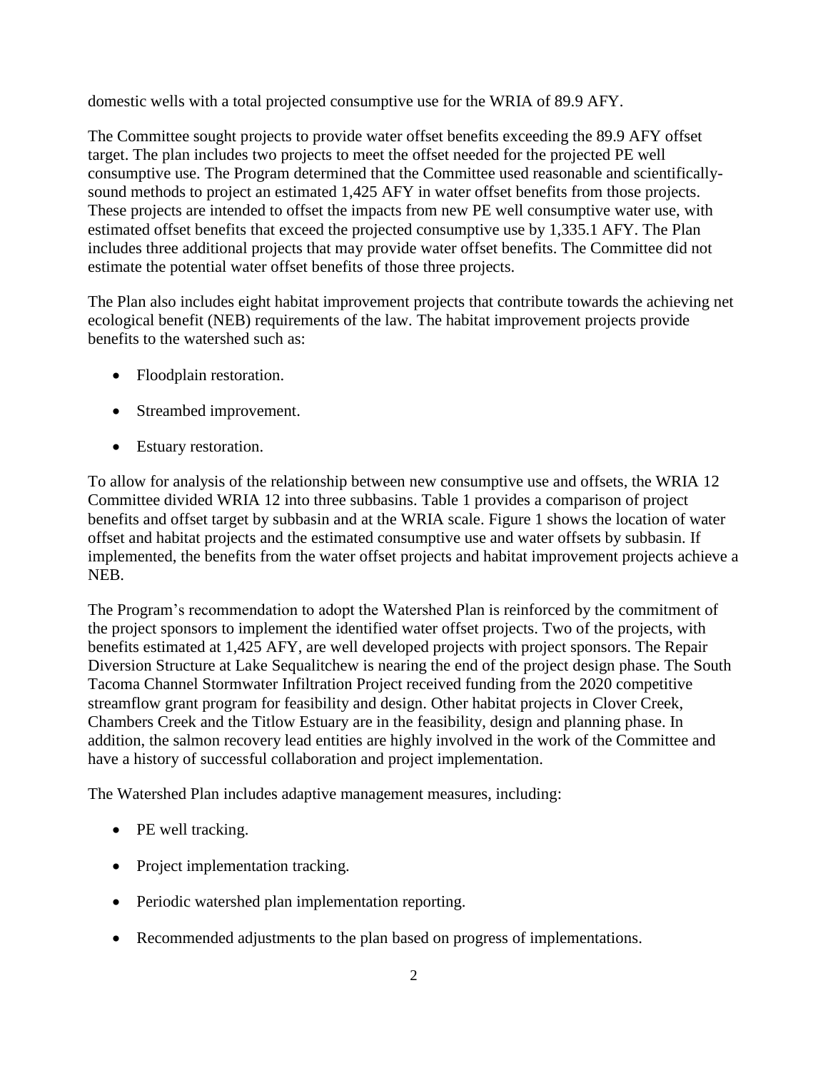domestic wells with a total projected consumptive use for the WRIA of 89.9 AFY.

The Committee sought projects to provide water offset benefits exceeding the 89.9 AFY offset target. The plan includes two projects to meet the offset needed for the projected PE well consumptive use. The Program determined that the Committee used reasonable and scientifically-sound methods to project an estimated 1,425 AFY in water offset benefits from those projects. These projects are intended to offset the impacts from new PE well consumptive water use, with estimated offset benefits that exceed the projected consumptive use by 1,335.1 AFY. The Plan includes three additional projects that may provide water offset benefits. The Committee did not estimate the potential water offset benefits of those three projects.

The Plan also includes eight habitat improvement projects that contribute towards the achieving net ecological benefit (NEB) requirements of the law. The habitat improvement projects provide benefits to the watershed such as:

- Floodplain restoration.
- Streambed improvement.
- Estuary restoration.

To allow for analysis of the relationship between new consumptive use and offsets, the WRIA 12 Committee divided WRIA 12 into three subbasins. Table 1 provides a comparison of project benefits and offset target by subbasin and at the WRIA scale. Figure 1 shows the location of water offset and habitat projects and the estimated consumptive use and water offsets by subbasin. If implemented, the benefits from the water offset projects and habitat improvement projects achieve a NEB.

The Program's recommendation to adopt the Watershed Plan is reinforced by the commitment of the project sponsors to implement the identified water offset projects. Two of the projects, with benefits estimated at 1,425 AFY, are well developed projects with project sponsors. The Repair Diversion Structure at Lake Sequalitchew is nearing the end of the project design phase. The South Tacoma Channel Stormwater Infiltration Project received funding from the 2020 competitive streamflow grant program for feasibility and design. Other habitat projects in Clover Creek, Chambers Creek and the Titlow Estuary are in the feasibility, design and planning phase. In addition, the salmon recovery lead entities are highly involved in the work of the Committee and have a history of successful collaboration and project implementation.

The Watershed Plan includes adaptive management measures, including:

- PE well tracking.
- Project implementation tracking.
- Periodic watershed plan implementation reporting.
- Recommended adjustments to the plan based on progress of implementations.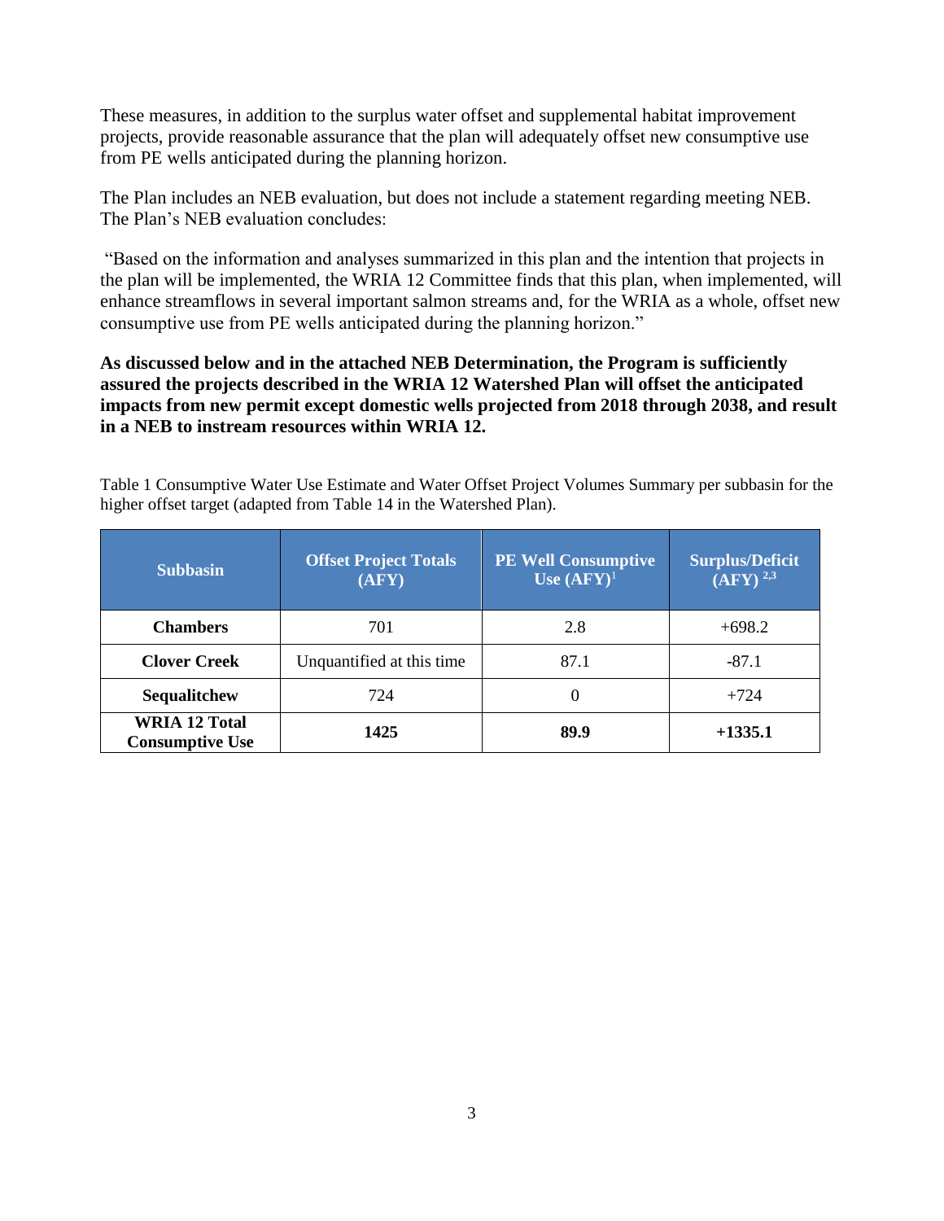These measures, in addition to the surplus water offset and supplemental habitat improvement projects, provide reasonable assurance that the plan will adequately offset new consumptive use from PE wells anticipated during the planning horizon.

The Plan includes an NEB evaluation, but does not include a statement regarding meeting NEB. The Plan's NEB evaluation concludes:

"Based on the information and analyses summarized in this plan and the intention that projects in the plan will be implemented, the WRIA 12 Committee finds that this plan, when implemented, will enhance streamflows in several important salmon streams and, for the WRIA as a whole, offset new consumptive use from PE wells anticipated during the planning horizon."

**As discussed below and in the attached NEB Determination, the Program is sufficiently assured the projects described in the WRIA 12 Watershed Plan will offset the anticipated impacts from new permit except domestic wells projected from 2018 through 2038, and result in a NEB to instream resources within WRIA 12.**

Table 1 Consumptive Water Use Estimate and Water Offset Project Volumes Summary per subbasin for the higher offset target (adapted from Table 14 in the Watershed Plan).

| Subbasin | Offset Project Totals (AFY) | PE Well Consumptive Use (AFY)[1] | Surplus/Deficit (AFY) [2,3] |
|---|---|---|---|
| **Chambers** | 701 | 2.8 | +698.2 |
| **Clover Creek** | Unquantified at this time | 87.1 | -87.1 |
| **Sequalitchew** | 724 | 0 | +724 |
| **WRIA 12 Total Consumptive Use** | **1425** | **89.9** | **+1335.1** |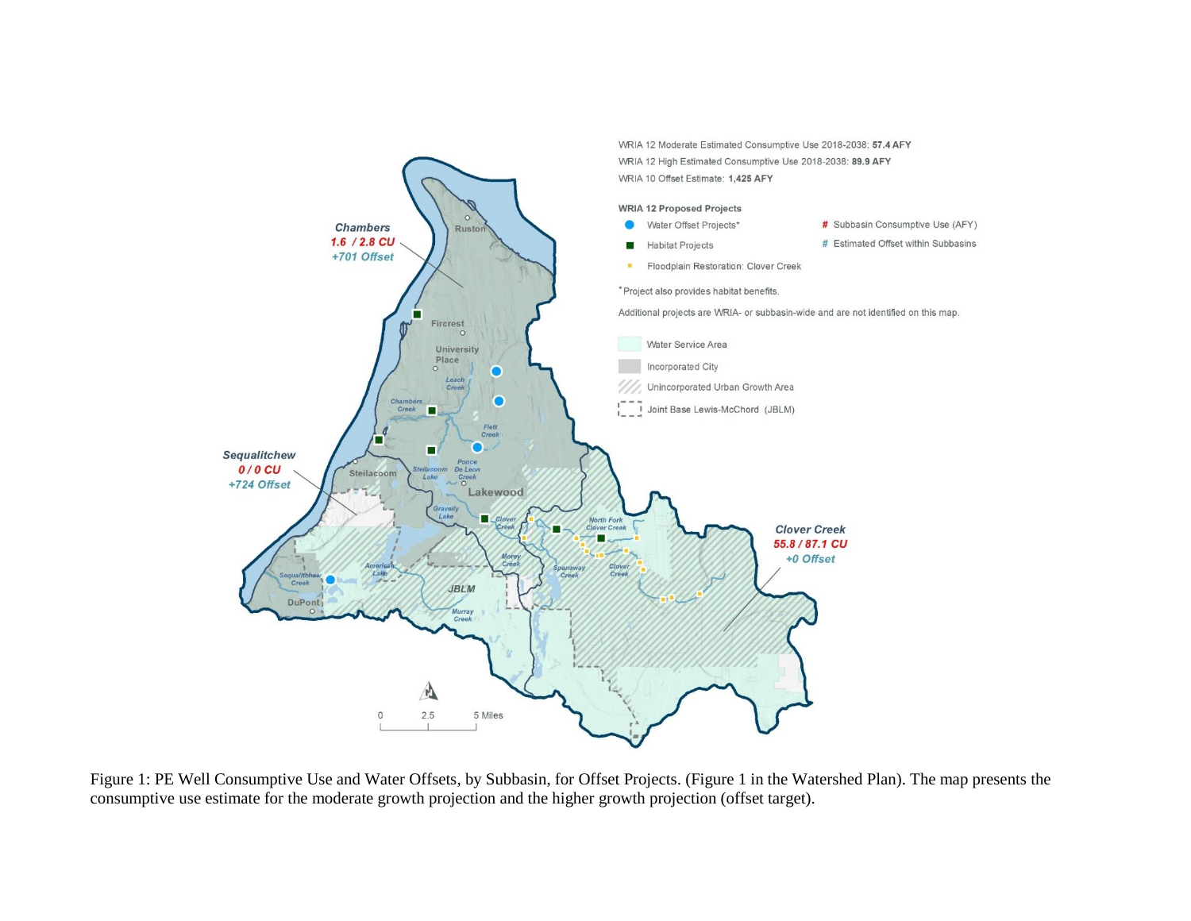Figure 1: PE Well Consumptive Use and Water Offsets, by Subbasin, for Offset Projects. (Figure 1 in the Watershed Plan). The map presents the consumptive use estimate for the moderate growth projection and the higher growth projection (offset target).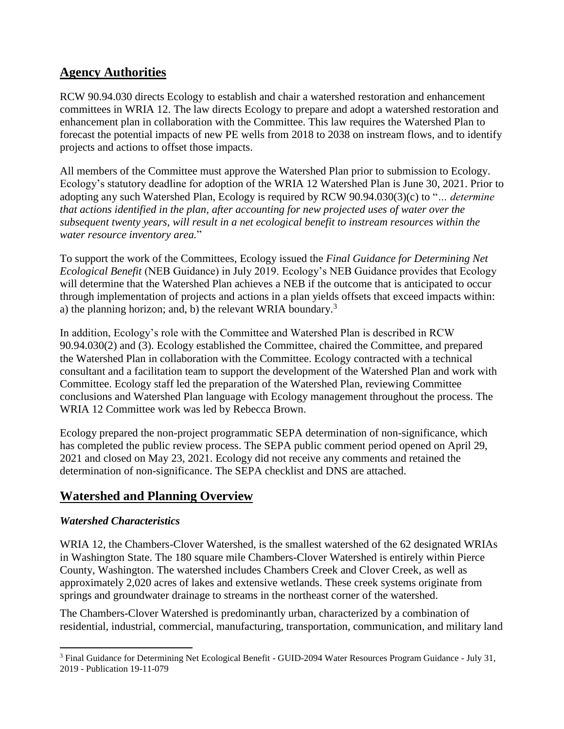## Agency Authorities

RCW 90.94.030 directs Ecology to establish and chair a watershed restoration and enhancement committees in WRIA 12. The law directs Ecology to prepare and adopt a watershed restoration and enhancement plan in collaboration with the Committee. This law requires the Watershed Plan to forecast the potential impacts of new PE wells from 2018 to 2038 on instream flows, and to identify projects and actions to offset those impacts.

All members of the Committee must approve the Watershed Plan prior to submission to Ecology. Ecology's statutory deadline for adoption of the WRIA 12 Watershed Plan is June 30, 2021. Prior to adopting any such Watershed Plan, Ecology is required by RCW 90.94.030(3)(c) to "*... determine that actions identified in the plan, after accounting for new projected uses of water over the subsequent twenty years, will result in a net ecological benefit to instream resources within the water resource inventory area.*"

To support the work of the Committees, Ecology issued the *Final Guidance for Determining Net Ecological Benefit* (NEB Guidance) in July 2019. Ecology's NEB Guidance provides that Ecology will determine that the Watershed Plan achieves a NEB if the outcome that is anticipated to occur through implementation of projects and actions in a plan yields offsets that exceed impacts within: a) the planning horizon; and, b) the relevant WRIA boundary.[3]

In addition, Ecology's role with the Committee and Watershed Plan is described in RCW 90.94.030(2) and (3). Ecology established the Committee, chaired the Committee, and prepared the Watershed Plan in collaboration with the Committee. Ecology contracted with a technical consultant and a facilitation team to support the development of the Watershed Plan and work with Committee. Ecology staff led the preparation of the Watershed Plan, reviewing Committee conclusions and Watershed Plan language with Ecology management throughout the process. The WRIA 12 Committee work was led by Rebecca Brown.

Ecology prepared the non-project programmatic SEPA determination of non-significance, which has completed the public review process. The SEPA public comment period opened on April 29, 2021 and closed on May 23, 2021. Ecology did not receive any comments and retained the determination of non-significance. The SEPA checklist and DNS are attached.

## Watershed and Planning Overview

### *Watershed Characteristics*

WRIA 12, the Chambers-Clover Watershed, is the smallest watershed of the 62 designated WRIAs in Washington State. The 180 square mile Chambers-Clover Watershed is entirely within Pierce County, Washington. The watershed includes Chambers Creek and Clover Creek, as well as approximately 2,020 acres of lakes and extensive wetlands. These creek systems originate from springs and groundwater drainage to streams in the northeast corner of the watershed.

The Chambers-Clover Watershed is predominantly urban, characterized by a combination of residential, industrial, commercial, manufacturing, transportation, communication, and military land

---

[3] Final Guidance for Determining Net Ecological Benefit - GUID-2094 Water Resources Program Guidance - July 31, 2019 - Publication 19-11-079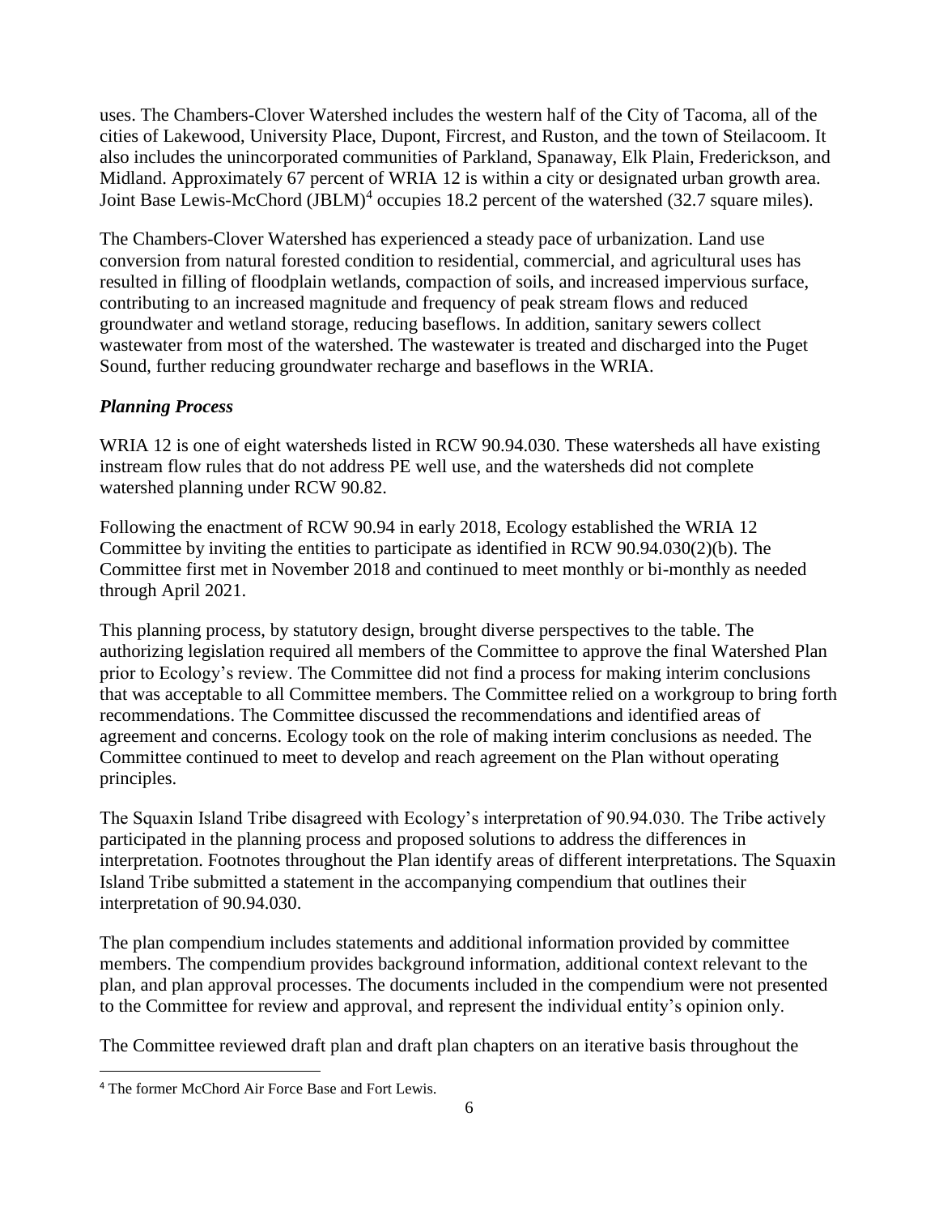uses. The Chambers-Clover Watershed includes the western half of the City of Tacoma, all of the cities of Lakewood, University Place, Dupont, Fircrest, and Ruston, and the town of Steilacoom. It also includes the unincorporated communities of Parkland, Spanaway, Elk Plain, Frederickson, and Midland. Approximately 67 percent of WRIA 12 is within a city or designated urban growth area. Joint Base Lewis-McChord (JBLM)[4] occupies 18.2 percent of the watershed (32.7 square miles).

The Chambers-Clover Watershed has experienced a steady pace of urbanization. Land use conversion from natural forested condition to residential, commercial, and agricultural uses has resulted in filling of floodplain wetlands, compaction of soils, and increased impervious surface, contributing to an increased magnitude and frequency of peak stream flows and reduced groundwater and wetland storage, reducing baseflows. In addition, sanitary sewers collect wastewater from most of the watershed. The wastewater is treated and discharged into the Puget Sound, further reducing groundwater recharge and baseflows in the WRIA.

### *Planning Process*

WRIA 12 is one of eight watersheds listed in RCW 90.94.030. These watersheds all have existing instream flow rules that do not address PE well use, and the watersheds did not complete watershed planning under RCW 90.82.

Following the enactment of RCW 90.94 in early 2018, Ecology established the WRIA 12 Committee by inviting the entities to participate as identified in RCW 90.94.030(2)(b). The Committee first met in November 2018 and continued to meet monthly or bi-monthly as needed through April 2021.

This planning process, by statutory design, brought diverse perspectives to the table. The authorizing legislation required all members of the Committee to approve the final Watershed Plan prior to Ecology's review. The Committee did not find a process for making interim conclusions that was acceptable to all Committee members. The Committee relied on a workgroup to bring forth recommendations. The Committee discussed the recommendations and identified areas of agreement and concerns. Ecology took on the role of making interim conclusions as needed. The Committee continued to meet to develop and reach agreement on the Plan without operating principles.

The Squaxin Island Tribe disagreed with Ecology's interpretation of 90.94.030. The Tribe actively participated in the planning process and proposed solutions to address the differences in interpretation. Footnotes throughout the Plan identify areas of different interpretations. The Squaxin Island Tribe submitted a statement in the accompanying compendium that outlines their interpretation of 90.94.030.

The plan compendium includes statements and additional information provided by committee members. The compendium provides background information, additional context relevant to the plan, and plan approval processes. The documents included in the compendium were not presented to the Committee for review and approval, and represent the individual entity's opinion only.

The Committee reviewed draft plan and draft plan chapters on an iterative basis throughout the

---

[4] The former McChord Air Force Base and Fort Lewis.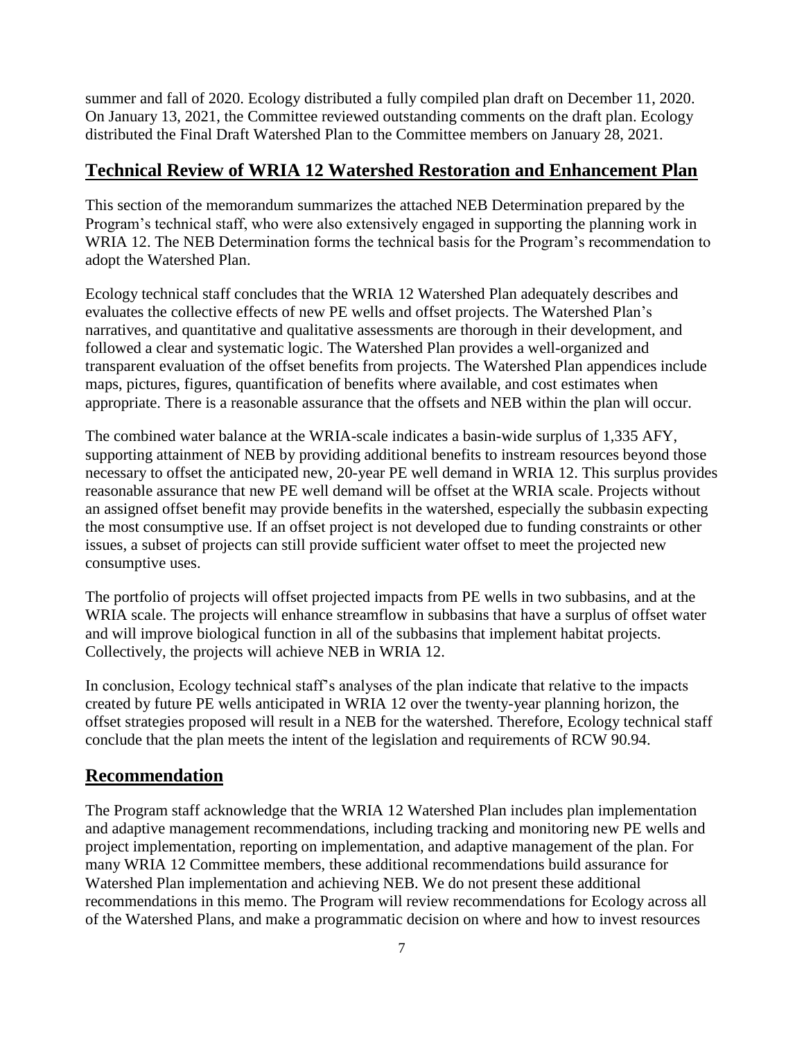summer and fall of 2020. Ecology distributed a fully compiled plan draft on December 11, 2020. On January 13, 2021, the Committee reviewed outstanding comments on the draft plan. Ecology distributed the Final Draft Watershed Plan to the Committee members on January 28, 2021.

## Technical Review of WRIA 12 Watershed Restoration and Enhancement Plan

This section of the memorandum summarizes the attached NEB Determination prepared by the Program's technical staff, who were also extensively engaged in supporting the planning work in WRIA 12. The NEB Determination forms the technical basis for the Program's recommendation to adopt the Watershed Plan.

Ecology technical staff concludes that the WRIA 12 Watershed Plan adequately describes and evaluates the collective effects of new PE wells and offset projects. The Watershed Plan's narratives, and quantitative and qualitative assessments are thorough in their development, and followed a clear and systematic logic. The Watershed Plan provides a well-organized and transparent evaluation of the offset benefits from projects. The Watershed Plan appendices include maps, pictures, figures, quantification of benefits where available, and cost estimates when appropriate. There is a reasonable assurance that the offsets and NEB within the plan will occur.

The combined water balance at the WRIA-scale indicates a basin-wide surplus of 1,335 AFY, supporting attainment of NEB by providing additional benefits to instream resources beyond those necessary to offset the anticipated new, 20-year PE well demand in WRIA 12. This surplus provides reasonable assurance that new PE well demand will be offset at the WRIA scale. Projects without an assigned offset benefit may provide benefits in the watershed, especially the subbasin expecting the most consumptive use. If an offset project is not developed due to funding constraints or other issues, a subset of projects can still provide sufficient water offset to meet the projected new consumptive uses.

The portfolio of projects will offset projected impacts from PE wells in two subbasins, and at the WRIA scale. The projects will enhance streamflow in subbasins that have a surplus of offset water and will improve biological function in all of the subbasins that implement habitat projects. Collectively, the projects will achieve NEB in WRIA 12.

In conclusion, Ecology technical staff's analyses of the plan indicate that relative to the impacts created by future PE wells anticipated in WRIA 12 over the twenty-year planning horizon, the offset strategies proposed will result in a NEB for the watershed. Therefore, Ecology technical staff conclude that the plan meets the intent of the legislation and requirements of RCW 90.94.

## Recommendation

The Program staff acknowledge that the WRIA 12 Watershed Plan includes plan implementation and adaptive management recommendations, including tracking and monitoring new PE wells and project implementation, reporting on implementation, and adaptive management of the plan. For many WRIA 12 Committee members, these additional recommendations build assurance for Watershed Plan implementation and achieving NEB. We do not present these additional recommendations in this memo. The Program will review recommendations for Ecology across all of the Watershed Plans, and make a programmatic decision on where and how to invest resources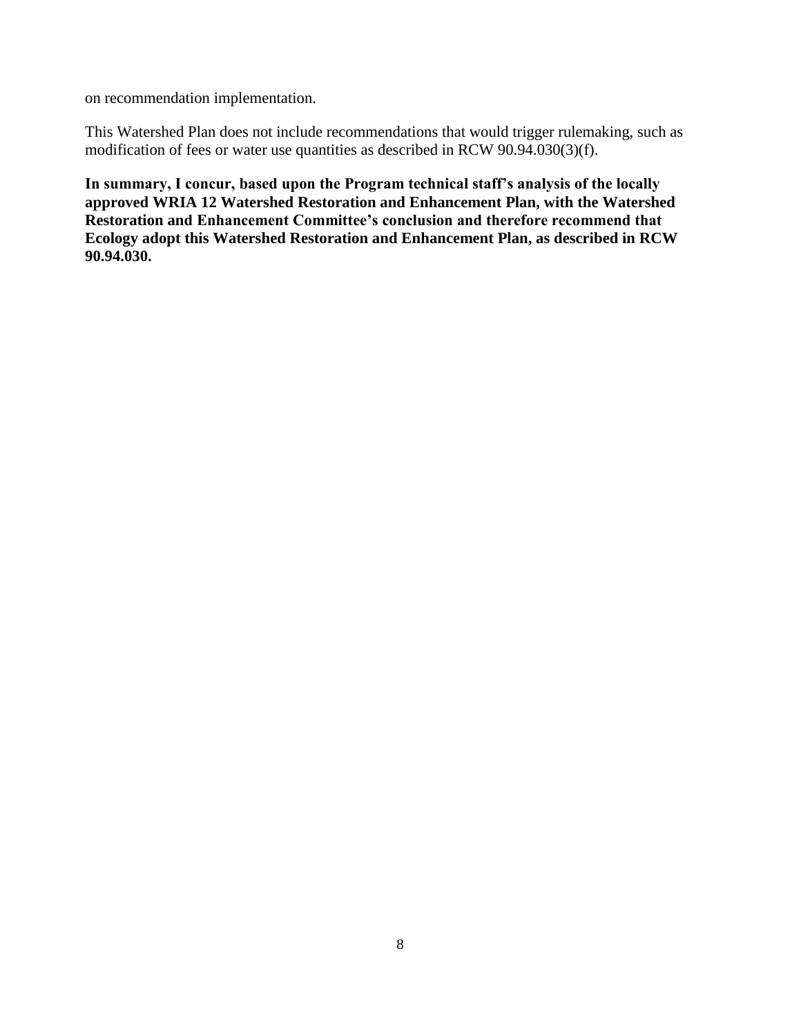on recommendation implementation.

This Watershed Plan does not include recommendations that would trigger rulemaking, such as modification of fees or water use quantities as described in RCW 90.94.030(3)(f).

**In summary, I concur, based upon the Program technical staff's analysis of the locally approved WRIA 12 Watershed Restoration and Enhancement Plan, with the Watershed Restoration and Enhancement Committee's conclusion and therefore recommend that Ecology adopt this Watershed Restoration and Enhancement Plan, as described in RCW 90.94.030.**